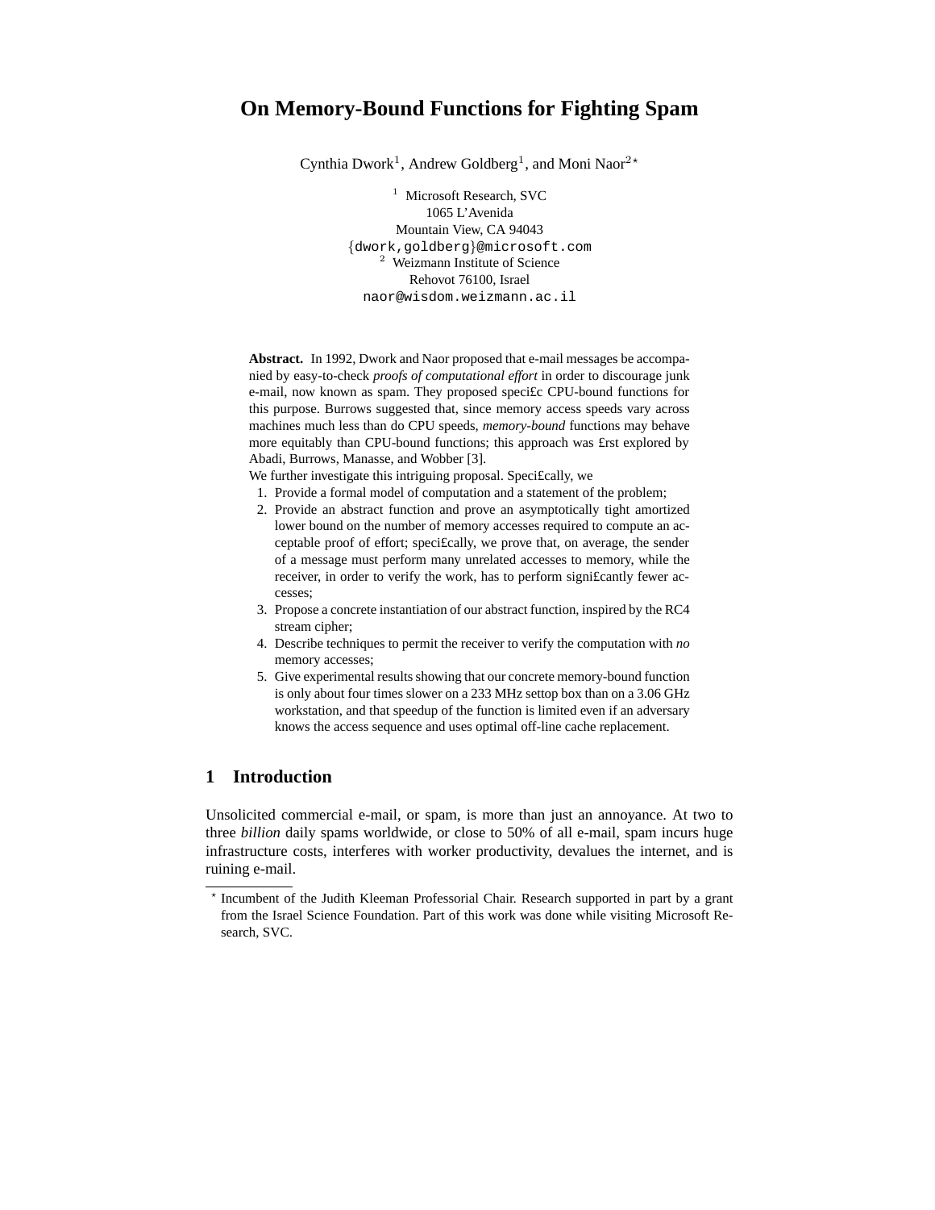# On Memory-Bound Functions for Fighting Spam

Cynthia Dwork[1], Andrew Goldberg[1], and Moni Naor[2]*

[1] Microsoft Research, SVC
1065 L'Avenida
Mountain View, CA 94043
{dwork,goldberg}@microsoft.com

[2] Weizmann Institute of Science
Rehovot 76100, Israel
naor@wisdom.weizmann.ac.il

**Abstract.** In 1992, Dwork and Naor proposed that e-mail messages be accompanied by easy-to-check *proofs of computational effort* in order to discourage junk e-mail, now known as spam. They proposed speci£c CPU-bound functions for this purpose. Burrows suggested that, since memory access speeds vary across machines much less than do CPU speeds, *memory-bound* functions may behave more equitably than CPU-bound functions; this approach was £rst explored by Abadi, Burrows, Manasse, and Wobber [3].

We further investigate this intriguing proposal. Speci£cally, we

1. Provide a formal model of computation and a statement of the problem;
2. Provide an abstract function and prove an asymptotically tight amortized lower bound on the number of memory accesses required to compute an acceptable proof of effort; speci£cally, we prove that, on average, the sender of a message must perform many unrelated accesses to memory, while the receiver, in order to verify the work, has to perform signi£cantly fewer accesses;
3. Propose a concrete instantiation of our abstract function, inspired by the RC4 stream cipher;
4. Describe techniques to permit the receiver to verify the computation with *no* memory accesses;
5. Give experimental results showing that our concrete memory-bound function is only about four times slower on a 233 MHz settop box than on a 3.06 GHz workstation, and that speedup of the function is limited even if an adversary knows the access sequence and uses optimal off-line cache replacement.

## 1 Introduction

Unsolicited commercial e-mail, or spam, is more than just an annoyance. At two to three *billion* daily spams worldwide, or close to 50% of all e-mail, spam incurs huge infrastructure costs, interferes with worker productivity, devalues the internet, and is ruining e-mail.

* Incumbent of the Judith Kleeman Professorial Chair. Research supported in part by a grant from the Israel Science Foundation. Part of this work was done while visiting Microsoft Research, SVC.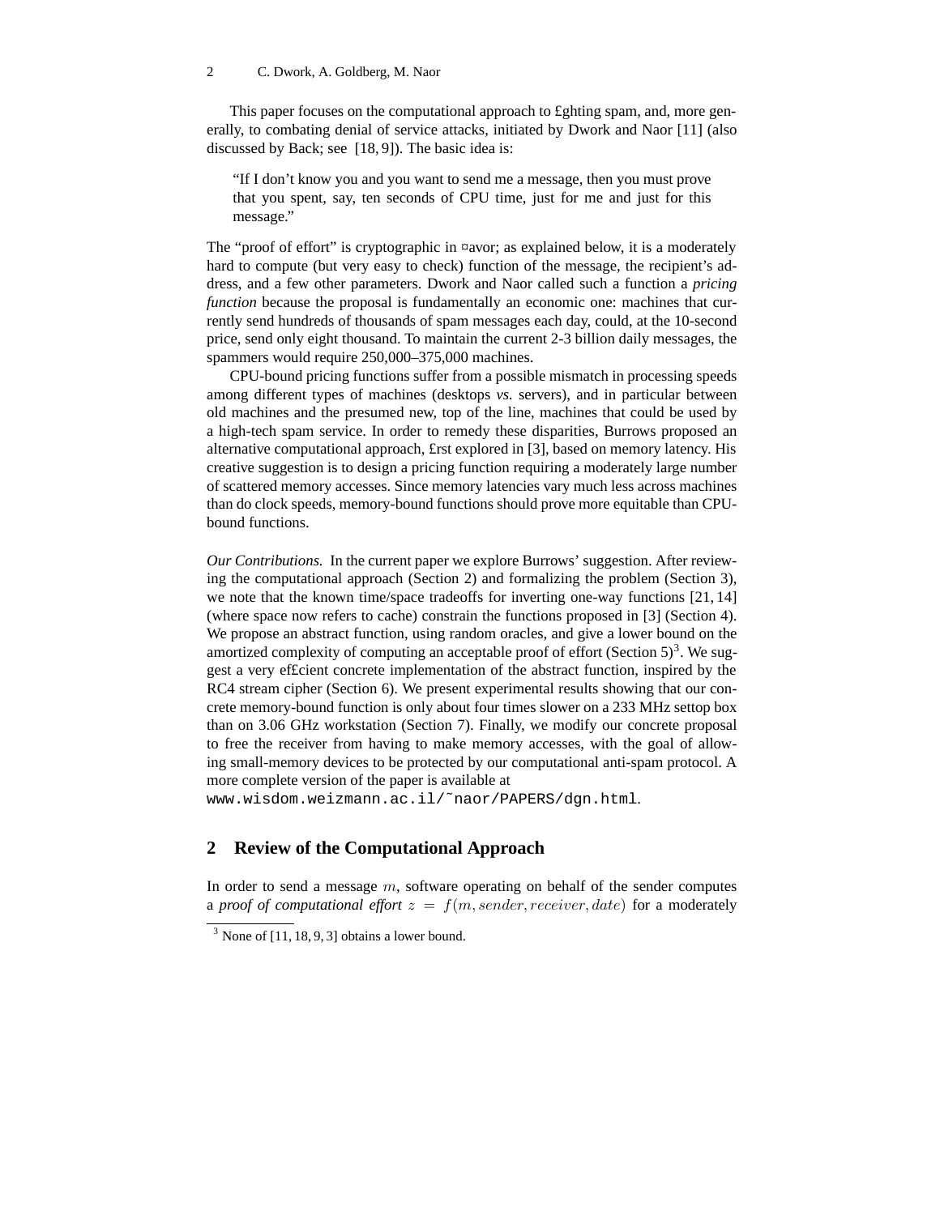This paper focuses on the computational approach to fighting spam, and, more generally, to combating denial of service attacks, initiated by Dwork and Naor [11] (also discussed by Back; see [18, 9]). The basic idea is:

> "If I don't know you and you want to send me a message, then you must prove that you spent, say, ten seconds of CPU time, just for me and just for this message."

The "proof of effort" is cryptographic in flavor; as explained below, it is a moderately hard to compute (but very easy to check) function of the message, the recipient's address, and a few other parameters. Dwork and Naor called such a function a *pricing function* because the proposal is fundamentally an economic one: machines that currently send hundreds of thousands of spam messages each day, could, at the 10-second price, send only eight thousand. To maintain the current 2-3 billion daily messages, the spammers would require 250,000–375,000 machines.

CPU-bound pricing functions suffer from a possible mismatch in processing speeds among different types of machines (desktops *vs.* servers), and in particular between old machines and the presumed new, top of the line, machines that could be used by a high-tech spam service. In order to remedy these disparities, Burrows proposed an alternative computational approach, first explored in [3], based on memory latency. His creative suggestion is to design a pricing function requiring a moderately large number of scattered memory accesses. Since memory latencies vary much less across machines than do clock speeds, memory-bound functions should prove more equitable than CPU-bound functions.

*Our Contributions.* In the current paper we explore Burrows' suggestion. After reviewing the computational approach (Section 2) and formalizing the problem (Section 3), we note that the known time/space tradeoffs for inverting one-way functions [21, 14] (where space now refers to cache) constrain the functions proposed in [3] (Section 4). We propose an abstract function, using random oracles, and give a lower bound on the amortized complexity of computing an acceptable proof of effort (Section 5)[3]. We suggest a very efficient concrete implementation of the abstract function, inspired by the RC4 stream cipher (Section 6). We present experimental results showing that our concrete memory-bound function is only about four times slower on a 233 MHz settop box than on 3.06 GHz workstation (Section 7). Finally, we modify our concrete proposal to free the receiver from having to make memory accesses, with the goal of allowing small-memory devices to be protected by our computational anti-spam protocol. A more complete version of the paper is available at
`www.wisdom.weizmann.ac.il/~naor/PAPERS/dgn.html`.

## 2 Review of the Computational Approach

In order to send a message $m$, software operating on behalf of the sender computes a *proof of computational effort* $z = f(m, sender, receiver, date)$ for a moderately

[3] None of [11, 18, 9, 3] obtains a lower bound.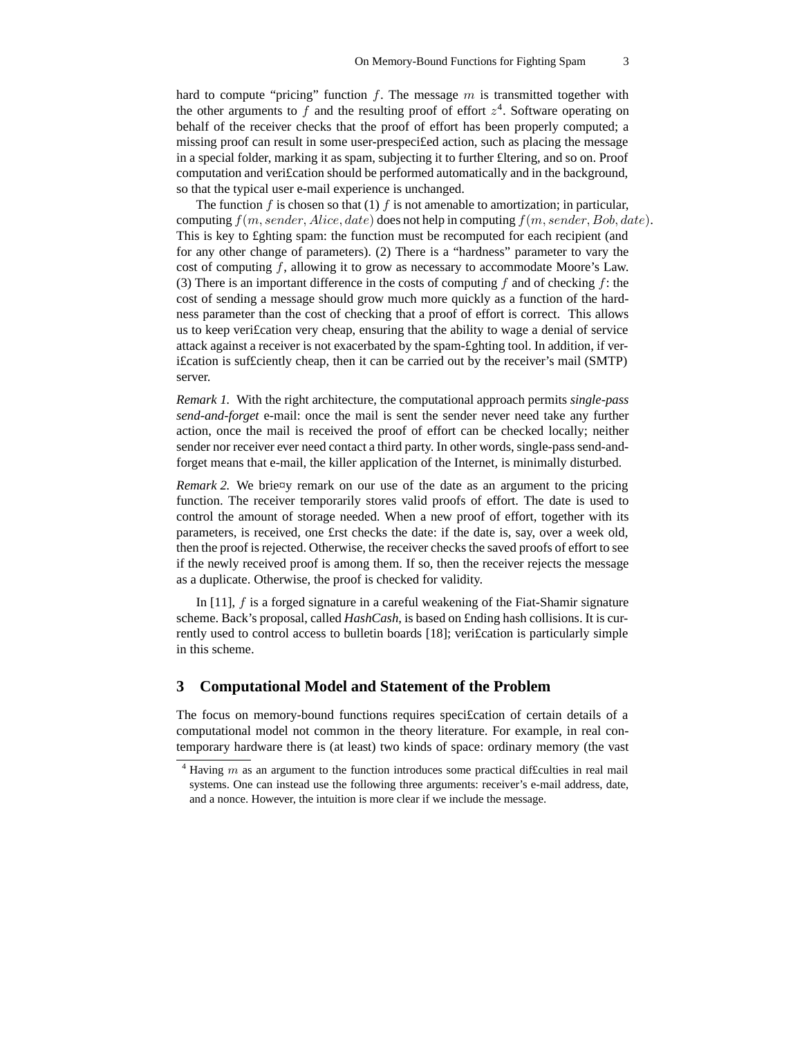hard to compute "pricing" function $f$. The message $m$ is transmitted together with the other arguments to $f$ and the resulting proof of effort $z$[4]. Software operating on behalf of the receiver checks that the proof of effort has been properly computed; a missing proof can result in some user-prespecified action, such as placing the message in a special folder, marking it as spam, subjecting it to further filtering, and so on. Proof computation and verification should be performed automatically and in the background, so that the typical user e-mail experience is unchanged.

The function $f$ is chosen so that (1) $f$ is not amenable to amortization; in particular, computing $f(m, sender, Alice, date)$ does not help in computing $f(m, sender, Bob, date)$. This is key to fighting spam: the function must be recomputed for each recipient (and for any other change of parameters). (2) There is a "hardness" parameter to vary the cost of computing $f$, allowing it to grow as necessary to accommodate Moore's Law. (3) There is an important difference in the costs of computing $f$ and of checking $f$: the cost of sending a message should grow much more quickly as a function of the hardness parameter than the cost of checking that a proof of effort is correct. This allows us to keep verification very cheap, ensuring that the ability to wage a denial of service attack against a receiver is not exacerbated by the spam-fighting tool. In addition, if verification is sufficiently cheap, then it can be carried out by the receiver's mail (SMTP) server.

*Remark 1.* With the right architecture, the computational approach permits *single-pass send-and-forget* e-mail: once the mail is sent the sender never need take any further action, once the mail is received the proof of effort can be checked locally; neither sender nor receiver ever need contact a third party. In other words, single-pass send-and-forget means that e-mail, the killer application of the Internet, is minimally disturbed.

*Remark 2.* We briefly remark on our use of the date as an argument to the pricing function. The receiver temporarily stores valid proofs of effort. The date is used to control the amount of storage needed. When a new proof of effort, together with its parameters, is received, one first checks the date: if the date is, say, over a week old, then the proof is rejected. Otherwise, the receiver checks the saved proofs of effort to see if the newly received proof is among them. If so, then the receiver rejects the message as a duplicate. Otherwise, the proof is checked for validity.

In [11], $f$ is a forged signature in a careful weakening of the Fiat-Shamir signature scheme. Back's proposal, called *HashCash*, is based on finding hash collisions. It is currently used to control access to bulletin boards [18]; verification is particularly simple in this scheme.

## 3 Computational Model and Statement of the Problem

The focus on memory-bound functions requires specification of certain details of a computational model not common in the theory literature. For example, in real contemporary hardware there is (at least) two kinds of space: ordinary memory (the vast

[4] Having $m$ as an argument to the function introduces some practical difficulties in real mail systems. One can instead use the following three arguments: receiver's e-mail address, date, and a nonce. However, the intuition is more clear if we include the message.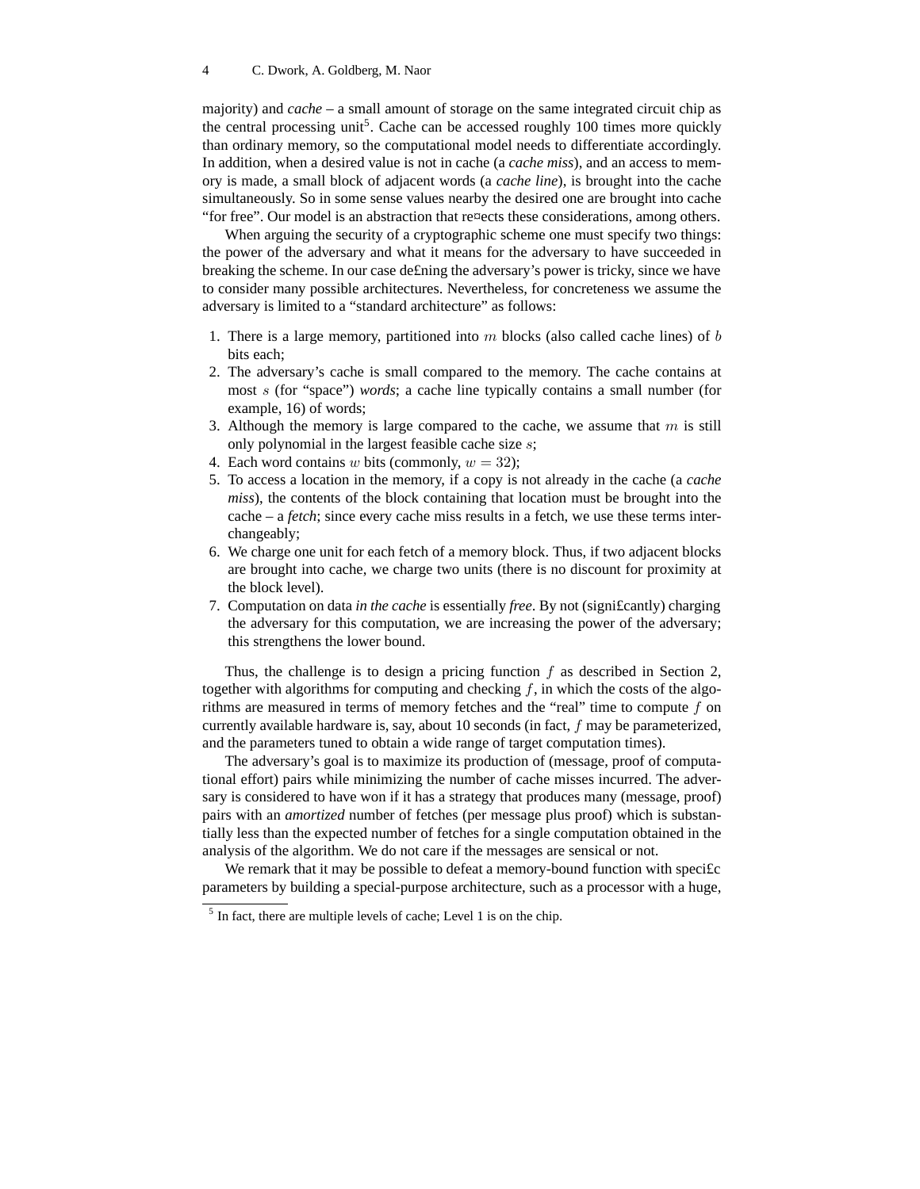majority) and *cache* – a small amount of storage on the same integrated circuit chip as the central processing unit[5]. Cache can be accessed roughly 100 times more quickly than ordinary memory, so the computational model needs to differentiate accordingly. In addition, when a desired value is not in cache (a *cache miss*), and an access to memory is made, a small block of adjacent words (a *cache line*), is brought into the cache simultaneously. So in some sense values nearby the desired one are brought into cache "for free". Our model is an abstraction that reflects these considerations, among others.

When arguing the security of a cryptographic scheme one must specify two things: the power of the adversary and what it means for the adversary to have succeeded in breaking the scheme. In our case defining the adversary's power is tricky, since we have to consider many possible architectures. Nevertheless, for concreteness we assume the adversary is limited to a "standard architecture" as follows:

1. There is a large memory, partitioned into $m$ blocks (also called cache lines) of $b$ bits each;
2. The adversary's cache is small compared to the memory. The cache contains at most $s$ (for "space") *words*; a cache line typically contains a small number (for example, 16) of words;
3. Although the memory is large compared to the cache, we assume that $m$ is still only polynomial in the largest feasible cache size $s$;
4. Each word contains $w$ bits (commonly, $w = 32$);
5. To access a location in the memory, if a copy is not already in the cache (a *cache miss*), the contents of the block containing that location must be brought into the cache – a *fetch*; since every cache miss results in a fetch, we use these terms interchangeably;
6. We charge one unit for each fetch of a memory block. Thus, if two adjacent blocks are brought into cache, we charge two units (there is no discount for proximity at the block level).
7. Computation on data *in the cache* is essentially *free*. By not (significantly) charging the adversary for this computation, we are increasing the power of the adversary; this strengthens the lower bound.

Thus, the challenge is to design a pricing function $f$ as described in Section 2, together with algorithms for computing and checking $f$, in which the costs of the algorithms are measured in terms of memory fetches and the "real" time to compute $f$ on currently available hardware is, say, about 10 seconds (in fact, $f$ may be parameterized, and the parameters tuned to obtain a wide range of target computation times).

The adversary's goal is to maximize its production of (message, proof of computational effort) pairs while minimizing the number of cache misses incurred. The adversary is considered to have won if it has a strategy that produces many (message, proof) pairs with an *amortized* number of fetches (per message plus proof) which is substantially less than the expected number of fetches for a single computation obtained in the analysis of the algorithm. We do not care if the messages are sensical or not.

We remark that it may be possible to defeat a memory-bound function with specific parameters by building a special-purpose architecture, such as a processor with a huge,

[5] In fact, there are multiple levels of cache; Level 1 is on the chip.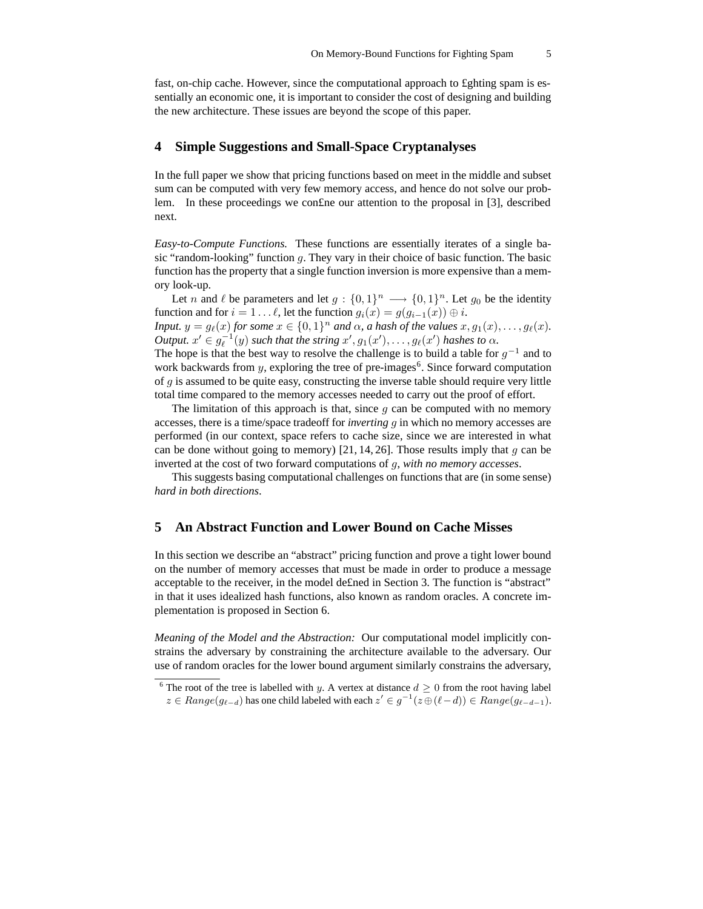fast, on-chip cache. However, since the computational approach to £ghting spam is essentially an economic one, it is important to consider the cost of designing and building the new architecture. These issues are beyond the scope of this paper.

## 4 Simple Suggestions and Small-Space Cryptanalyses

In the full paper we show that pricing functions based on meet in the middle and subset sum can be computed with very few memory access, and hence do not solve our problem. In these proceedings we con£ne our attention to the proposal in [3], described next.

*Easy-to-Compute Functions.* These functions are essentially iterates of a single basic "random-looking" function $g$. They vary in their choice of basic function. The basic function has the property that a single function inversion is more expensive than a memory look-up.

Let $n$ and $\ell$ be parameters and let $g : \{0,1\}^n \longrightarrow \{0,1\}^n$. Let $g_0$ be the identity function and for $i = 1 \ldots \ell$, let the function $g_i(x) = g(g_{i-1}(x)) \oplus i$.

*Input.* $y = g_\ell(x)$ *for some* $x \in \{0,1\}^n$ *and* $\alpha$*, a hash of the values* $x, g_1(x), \ldots, g_\ell(x)$.
*Output.* $x' \in g_\ell^{-1}(y)$ *such that the string* $x', g_1(x'), \ldots, g_\ell(x')$ *hashes to* $\alpha$.
The hope is that the best way to resolve the challenge is to build a table for $g^{-1}$ and to work backwards from $y$, exploring the tree of pre-images[6]. Since forward computation of $g$ is assumed to be quite easy, constructing the inverse table should require very little total time compared to the memory accesses needed to carry out the proof of effort.

The limitation of this approach is that, since $g$ can be computed with no memory accesses, there is a time/space tradeoff for *inverting* $g$ in which no memory accesses are performed (in our context, space refers to cache size, since we are interested in what can be done without going to memory) [21, 14, 26]. Those results imply that $g$ can be inverted at the cost of two forward computations of $g$, *with no memory accesses*.

This suggests basing computational challenges on functions that are (in some sense) *hard in both directions*.

## 5 An Abstract Function and Lower Bound on Cache Misses

In this section we describe an "abstract" pricing function and prove a tight lower bound on the number of memory accesses that must be made in order to produce a message acceptable to the receiver, in the model de£ned in Section 3. The function is "abstract" in that it uses idealized hash functions, also known as random oracles. A concrete implementation is proposed in Section 6.

*Meaning of the Model and the Abstraction:* Our computational model implicitly constrains the adversary by constraining the architecture available to the adversary. Our use of random oracles for the lower bound argument similarly constrains the adversary,

[6] The root of the tree is labelled with $y$. A vertex at distance $d \geq 0$ from the root having label $z \in Range(g_{\ell-d})$ has one child labeled with each $z' \in g^{-1}(z \oplus (\ell - d)) \in Range(g_{\ell-d-1})$.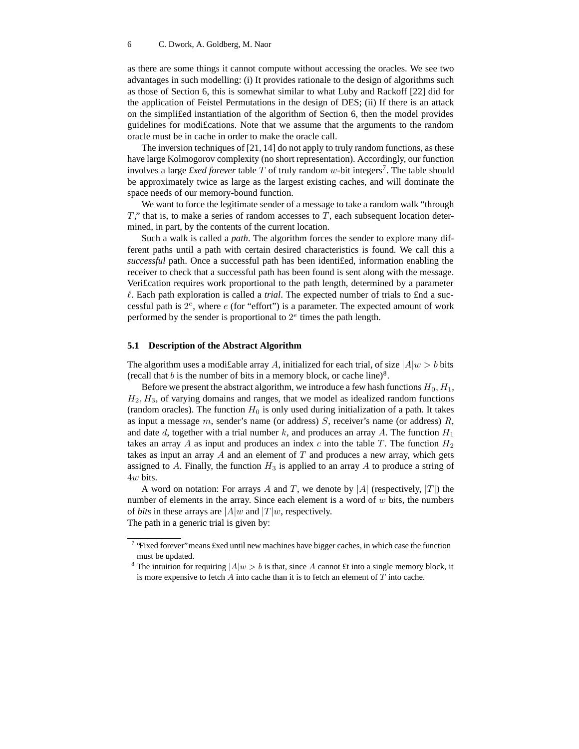as there are some things it cannot compute without accessing the oracles. We see two advantages in such modelling: (i) It provides rationale to the design of algorithms such as those of Section 6, this is somewhat similar to what Luby and Rackoff [22] did for the application of Feistel Permutations in the design of DES; (ii) If there is an attack on the simplified instantiation of the algorithm of Section 6, then the model provides guidelines for modifications. Note that we assume that the arguments to the random oracle must be in cache in order to make the oracle call.

The inversion techniques of [21, 14] do not apply to truly random functions, as these have large Kolmogorov complexity (no short representation). Accordingly, our function involves a large *fixed forever* table $T$ of truly random $w$-bit integers[7]. The table should be approximately twice as large as the largest existing caches, and will dominate the space needs of our memory-bound function.

We want to force the legitimate sender of a message to take a random walk "through $T$," that is, to make a series of random accesses to $T$, each subsequent location determined, in part, by the contents of the current location.

Such a walk is called a *path*. The algorithm forces the sender to explore many different paths until a path with certain desired characteristics is found. We call this a *successful* path. Once a successful path has been identified, information enabling the receiver to check that a successful path has been found is sent along with the message. Verification requires work proportional to the path length, determined by a parameter $\ell$. Each path exploration is called a *trial*. The expected number of trials to find a successful path is $2^e$, where $e$ (for "effort") is a parameter. The expected amount of work performed by the sender is proportional to $2^e$ times the path length.

### 5.1 Description of the Abstract Algorithm

The algorithm uses a modifiable array $A$, initialized for each trial, of size $|A|w > b$ bits (recall that $b$ is the number of bits in a memory block, or cache line)[8].

Before we present the abstract algorithm, we introduce a few hash functions $H_0, H_1, H_2, H_3$, of varying domains and ranges, that we model as idealized random functions (random oracles). The function $H_0$ is only used during initialization of a path. It takes as input a message $m$, sender's name (or address) $S$, receiver's name (or address) $R$, and date $d$, together with a trial number $k$, and produces an array $A$. The function $H_1$ takes an array $A$ as input and produces an index $c$ into the table $T$. The function $H_2$ takes as input an array $A$ and an element of $T$ and produces a new array, which gets assigned to $A$. Finally, the function $H_3$ is applied to an array $A$ to produce a string of $4w$ bits.

A word on notation: For arrays $A$ and $T$, we denote by $|A|$ (respectively, $|T|$) the number of elements in the array. Since each element is a word of $w$ bits, the numbers of *bits* in these arrays are $|A|w$ and $|T|w$, respectively.
The path in a generic trial is given by:

---

[7] "Fixed forever" means fixed until new machines have bigger caches, in which case the function must be updated.

[8] The intuition for requiring $|A|w > b$ is that, since $A$ cannot fit into a single memory block, it is more expensive to fetch $A$ into cache than it is to fetch an element of $T$ into cache.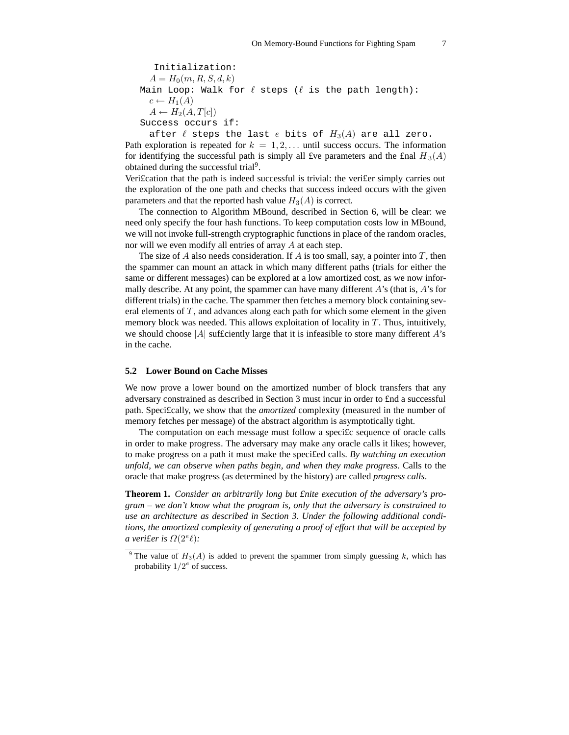```
 Initialization:
A = H_0(m, R, S, d, k)
Main Loop: Walk for ℓ steps (ℓ is the path length):
c ← H_1(A)
A ← H_2(A, T[c])
Success occurs if:
after ℓ steps the last e bits of H_3(A) are all zero.
```

Path exploration is repeated for $k = 1, 2, \ldots$ until success occurs. The information for identifying the successful path is simply all five parameters and the final $H_3(A)$ obtained during the successful trial[9].

Verification that the path is indeed successful is trivial: the verifier simply carries out the exploration of the one path and checks that success indeed occurs with the given parameters and that the reported hash value $H_3(A)$ is correct.

The connection to Algorithm MBound, described in Section 6, will be clear: we need only specify the four hash functions. To keep computation costs low in MBound, we will not invoke full-strength cryptographic functions in place of the random oracles, nor will we even modify all entries of array $A$ at each step.

The size of $A$ also needs consideration. If $A$ is too small, say, a pointer into $T$, then the spammer can mount an attack in which many different paths (trials for either the same or different messages) can be explored at a low amortized cost, as we now informally describe. At any point, the spammer can have many different $A$'s (that is, $A$'s for different trials) in the cache. The spammer then fetches a memory block containing several elements of $T$, and advances along each path for which some element in the given memory block was needed. This allows exploitation of locality in $T$. Thus, intuitively, we should choose $|A|$ sufficiently large that it is infeasible to store many different $A$'s in the cache.

### 5.2 Lower Bound on Cache Misses

We now prove a lower bound on the amortized number of block transfers that any adversary constrained as described in Section 3 must incur in order to find a successful path. Specifically, we show that the *amortized* complexity (measured in the number of memory fetches per message) of the abstract algorithm is asymptotically tight.

The computation on each message must follow a specific sequence of oracle calls in order to make progress. The adversary may make any oracle calls it likes; however, to make progress on a path it must make the specified calls. *By watching an execution unfold, we can observe when paths begin, and when they make progress.* Calls to the oracle that make progress (as determined by the history) are called *progress calls*.

**Theorem 1.** *Consider an arbitrarily long but finite execution of the adversary's program – we don't know what the program is, only that the adversary is constrained to use an architecture as described in Section 3. Under the following additional conditions, the amortized complexity of generating a proof of effort that will be accepted by a verifier is $\Omega(2^e \ell)$:*

---

[9] The value of $H_3(A)$ is added to prevent the spammer from simply guessing $k$, which has probability $1/2^e$ of success.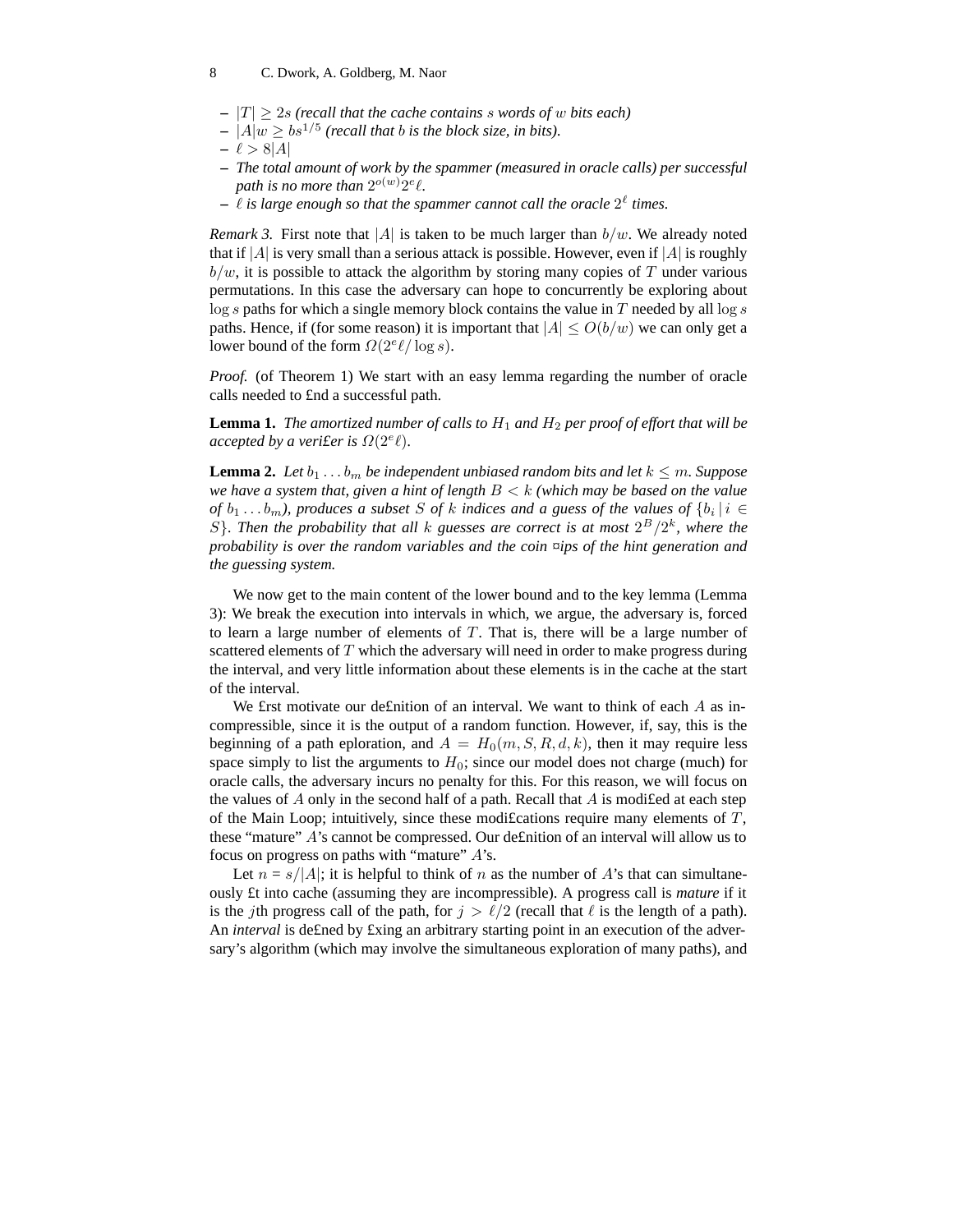– *$|T| \geq 2s$ (recall that the cache contains $s$ words of $w$ bits each)*
– *$|A|w \geq bs^{1/5}$ (recall that $b$ is the block size, in bits).*
– *$\ell > 8|A|$*
– *The total amount of work by the spammer (measured in oracle calls) per successful path is no more than $2^{o(w)}2^e\ell$.*
– *$\ell$ is large enough so that the spammer cannot call the oracle $2^\ell$ times.*

*Remark 3.* First note that $|A|$ is taken to be much larger than $b/w$. We already noted that if $|A|$ is very small than a serious attack is possible. However, even if $|A|$ is roughly $b/w$, it is possible to attack the algorithm by storing many copies of $T$ under various permutations. In this case the adversary can hope to concurrently be exploring about $\log s$ paths for which a single memory block contains the value in $T$ needed by all $\log s$ paths. Hence, if (for some reason) it is important that $|A| \leq O(b/w)$ we can only get a lower bound of the form $\Omega(2^e\ell/\log s)$.

*Proof.* (of Theorem 1) We start with an easy lemma regarding the number of oracle calls needed to find a successful path.

**Lemma 1.** *The amortized number of calls to $H_1$ and $H_2$ per proof of effort that will be accepted by a verifier is $\Omega(2^e\ell)$.*

**Lemma 2.** *Let $b_1 \dots b_m$ be independent unbiased random bits and let $k \leq m$. Suppose we have a system that, given a hint of length $B < k$ (which may be based on the value of $b_1 \dots b_m$), produces a subset $S$ of $k$ indices and a guess of the values of $\{b_i \mid i \in S\}$. Then the probability that all $k$ guesses are correct is at most $2^B/2^k$, where the probability is over the random variables and the coin flips of the hint generation and the guessing system.*

We now get to the main content of the lower bound and to the key lemma (Lemma 3): We break the execution into intervals in which, we argue, the adversary is, forced to learn a large number of elements of $T$. That is, there will be a large number of scattered elements of $T$ which the adversary will need in order to make progress during the interval, and very little information about these elements is in the cache at the start of the interval.

We first motivate our definition of an interval. We want to think of each $A$ as incompressible, since it is the output of a random function. However, if, say, this is the beginning of a path eploration, and $A = H_0(m, S, R, d, k)$, then it may require less space simply to list the arguments to $H_0$; since our model does not charge (much) for oracle calls, the adversary incurs no penalty for this. For this reason, we will focus on the values of $A$ only in the second half of a path. Recall that $A$ is modified at each step of the Main Loop; intuitively, since these modifications require many elements of $T$, these "mature" $A$'s cannot be compressed. Our definition of an interval will allow us to focus on progress on paths with "mature" $A$'s.

Let $n = s/|A|$; it is helpful to think of $n$ as the number of $A$'s that can simultaneously fit into cache (assuming they are incompressible). A progress call is *mature* if it is the $j$th progress call of the path, for $j > \ell/2$ (recall that $\ell$ is the length of a path). An *interval* is defined by fixing an arbitrary starting point in an execution of the adversary's algorithm (which may involve the simultaneous exploration of many paths), and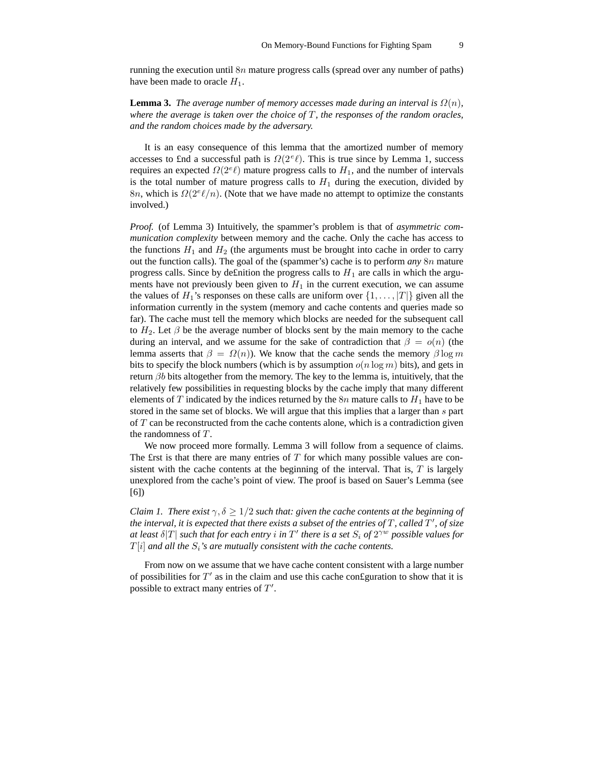running the execution until $8n$ mature progress calls (spread over any number of paths) have been made to oracle $H_1$.

**Lemma 3.** *The average number of memory accesses made during an interval is $\Omega(n)$, where the average is taken over the choice of $T$, the responses of the random oracles, and the random choices made by the adversary.*

It is an easy consequence of this lemma that the amortized number of memory accesses to find a successful path is $\Omega(2^e \ell)$. This is true since by Lemma 1, success requires an expected $\Omega(2^e \ell)$ mature progress calls to $H_1$, and the number of intervals is the total number of mature progress calls to $H_1$ during the execution, divided by $8n$, which is $\Omega(2^e \ell / n)$. (Note that we have made no attempt to optimize the constants involved.)

*Proof.* (of Lemma 3) Intuitively, the spammer's problem is that of *asymmetric communication complexity* between memory and the cache. Only the cache has access to the functions $H_1$ and $H_2$ (the arguments must be brought into cache in order to carry out the function calls). The goal of the (spammer's) cache is to perform *any* $8n$ mature progress calls. Since by definition the progress calls to $H_1$ are calls in which the arguments have not previously been given to $H_1$ in the current execution, we can assume the values of $H_1$'s responses on these calls are uniform over $\{1, \ldots, |T|\}$ given all the information currently in the system (memory and cache contents and queries made so far). The cache must tell the memory which blocks are needed for the subsequent call to $H_2$. Let $\beta$ be the average number of blocks sent by the main memory to the cache during an interval, and we assume for the sake of contradiction that $\beta = o(n)$ (the lemma asserts that $\beta = \Omega(n)$). We know that the cache sends the memory $\beta \log m$ bits to specify the block numbers (which is by assumption $o(n \log m)$ bits), and gets in return $\beta b$ bits altogether from the memory. The key to the lemma is, intuitively, that the relatively few possibilities in requesting blocks by the cache imply that many different elements of $T$ indicated by the indices returned by the $8n$ mature calls to $H_1$ have to be stored in the same set of blocks. We will argue that this implies that a larger than $s$ part of $T$ can be reconstructed from the cache contents alone, which is a contradiction given the randomness of $T$.

We now proceed more formally. Lemma 3 will follow from a sequence of claims. The first is that there are many entries of $T$ for which many possible values are consistent with the cache contents at the beginning of the interval. That is, $T$ is largely unexplored from the cache's point of view. The proof is based on Sauer's Lemma (see [6])

*Claim 1. There exist $\gamma, \delta \geq 1/2$ such that: given the cache contents at the beginning of the interval, it is expected that there exists a subset of the entries of $T$, called $T'$, of size at least $\delta |T|$ such that for each entry $i$ in $T'$ there is a set $S_i$ of $2^{\gamma w}$ possible values for $T[i]$ and all the $S_i$'s are mutually consistent with the cache contents.*

From now on we assume that we have cache content consistent with a large number of possibilities for $T'$ as in the claim and use this cache configuration to show that it is possible to extract many entries of $T'$.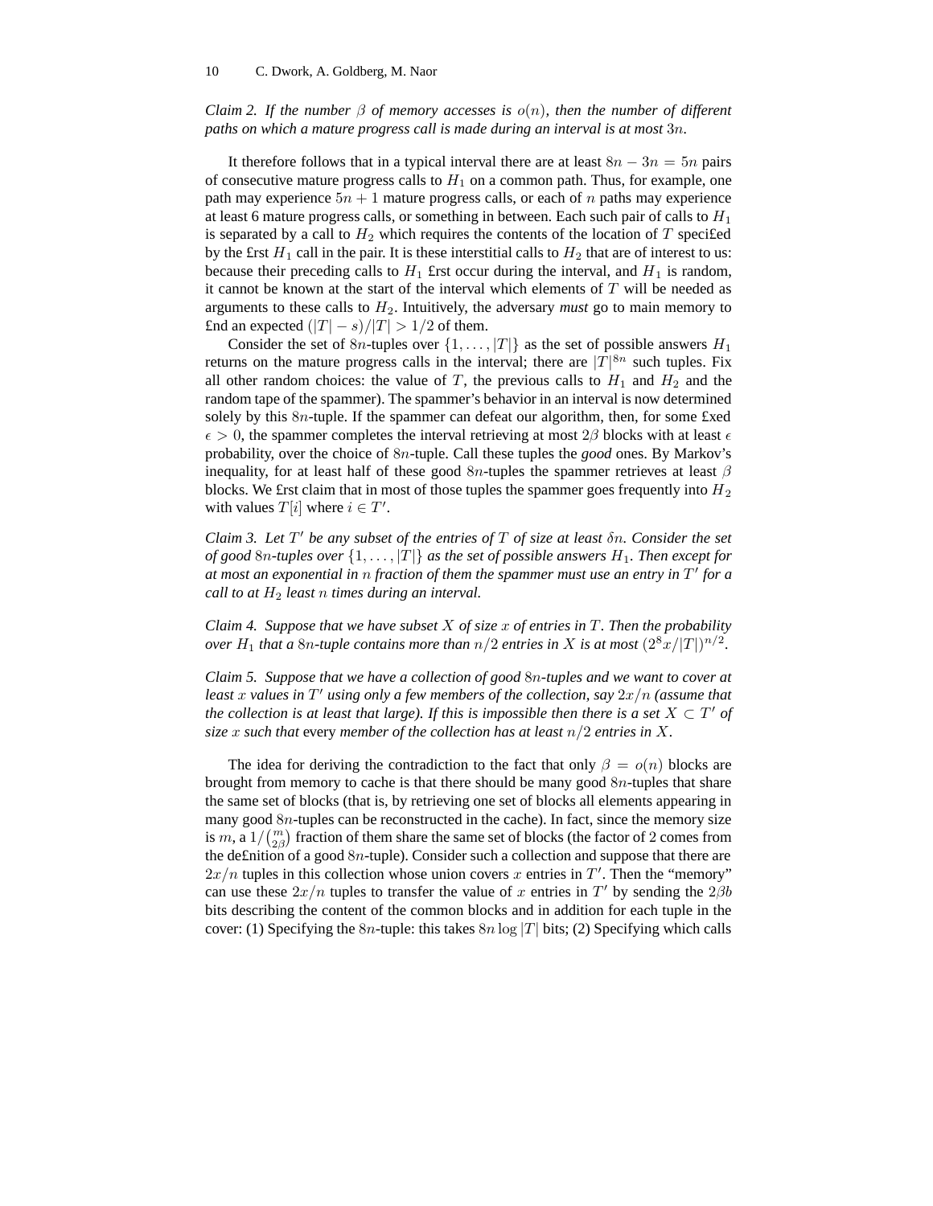*Claim 2. If the number $\beta$ of memory accesses is $o(n)$, then the number of different paths on which a mature progress call is made during an interval is at most $3n$.*

It therefore follows that in a typical interval there are at least $8n - 3n = 5n$ pairs of consecutive mature progress calls to $H_1$ on a common path. Thus, for example, one path may experience $5n + 1$ mature progress calls, or each of $n$ paths may experience at least 6 mature progress calls, or something in between. Each such pair of calls to $H_1$ is separated by a call to $H_2$ which requires the contents of the location of $T$ specified by the first $H_1$ call in the pair. It is these interstitial calls to $H_2$ that are of interest to us: because their preceding calls to $H_1$ first occur during the interval, and $H_1$ is random, it cannot be known at the start of the interval which elements of $T$ will be needed as arguments to these calls to $H_2$. Intuitively, the adversary *must* go to main memory to find an expected $(|T| - s)/|T| > 1/2$ of them.

Consider the set of $8n$-tuples over $\{1, \ldots, |T|\}$ as the set of possible answers $H_1$ returns on the mature progress calls in the interval; there are $|T|^{8n}$ such tuples. Fix all other random choices: the value of $T$, the previous calls to $H_1$ and $H_2$ and the random tape of the spammer). The spammer's behavior in an interval is now determined solely by this $8n$-tuple. If the spammer can defeat our algorithm, then, for some fixed $\epsilon > 0$, the spammer completes the interval retrieving at most $2\beta$ blocks with at least $\epsilon$ probability, over the choice of $8n$-tuple. Call these tuples the *good* ones. By Markov's inequality, for at least half of these good $8n$-tuples the spammer retrieves at least $\beta$ blocks. We first claim that in most of those tuples the spammer goes frequently into $H_2$ with values $T[i]$ where $i \in T'$.

*Claim 3. Let $T'$ be any subset of the entries of $T$ of size at least $\delta n$. Consider the set of good $8n$-tuples over $\{1, \ldots, |T|\}$ as the set of possible answers $H_1$. Then except for at most an exponential in $n$ fraction of them the spammer must use an entry in $T'$ for a call to at $H_2$ least $n$ times during an interval.*

*Claim 4. Suppose that we have subset $X$ of size $x$ of entries in $T$. Then the probability over $H_1$ that a $8n$-tuple contains more than $n/2$ entries in $X$ is at most $(2^8 x/|T|)^{n/2}$.*

*Claim 5. Suppose that we have a collection of good $8n$-tuples and we want to cover at least $x$ values in $T'$ using only a few members of the collection, say $2x/n$ (assume that the collection is at least that large). If this is impossible then there is a set $X \subset T'$ of size $x$ such that* every *member of the collection has at least $n/2$ entries in $X$.*

The idea for deriving the contradiction to the fact that only $\beta = o(n)$ blocks are brought from memory to cache is that there should be many good $8n$-tuples that share the same set of blocks (that is, by retrieving one set of blocks all elements appearing in many good $8n$-tuples can be reconstructed in the cache). In fact, since the memory size is $m$, a $1/\binom{m}{2\beta}$ fraction of them share the same set of blocks (the factor of 2 comes from the definition of a good $8n$-tuple). Consider such a collection and suppose that there are $2x/n$ tuples in this collection whose union covers $x$ entries in $T'$. Then the "memory" can use these $2x/n$ tuples to transfer the value of $x$ entries in $T'$ by sending the $2\beta b$ bits describing the content of the common blocks and in addition for each tuple in the cover: (1) Specifying the $8n$-tuple: this takes $8n \log |T|$ bits; (2) Specifying which calls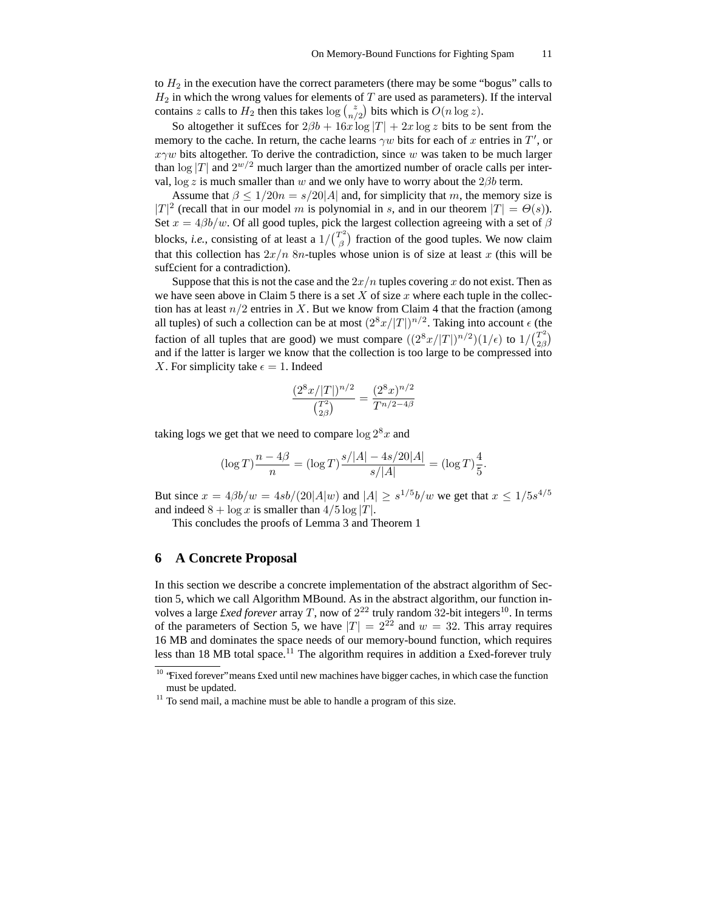to $H_2$ in the execution have the correct parameters (there may be some "bogus" calls to $H_2$ in which the wrong values for elements of $T$ are used as parameters). If the interval contains $z$ calls to $H_2$ then this takes $\log\binom{z}{n/2}$ bits which is $O(n \log z)$.

So altogether it suffices for $2\beta b + 16x \log |T| + 2x \log z$ bits to be sent from the memory to the cache. In return, the cache learns $\gamma w$ bits for each of $x$ entries in $T'$, or $x\gamma w$ bits altogether. To derive the contradiction, since $w$ was taken to be much larger than $\log |T|$ and $2^{w/2}$ much larger than the amortized number of oracle calls per interval, $\log z$ is much smaller than $w$ and we only have to worry about the $2\beta b$ term.

Assume that $\beta \leq 1/20n = s/20|A|$ and, for simplicity that $m$, the memory size is $|T|^2$ (recall that in our model $m$ is polynomial in $s$, and in our theorem $|T| = \Theta(s)$). Set $x = 4\beta b/w$. Of all good tuples, pick the largest collection agreeing with a set of $\beta$ blocks, *i.e.*, consisting of at least a $1/\binom{T^2}{\beta}$ fraction of the good tuples. We now claim that this collection has $2x/n$ $8n$-tuples whose union is of size at least $x$ (this will be sufficient for a contradiction).

Suppose that this is not the case and the $2x/n$ tuples covering $x$ do not exist. Then as we have seen above in Claim 5 there is a set $X$ of size $x$ where each tuple in the collection has at least $n/2$ entries in $X$. But we know from Claim 4 that the fraction (among all tuples) of such a collection can be at most $(2^8x/|T|)^{n/2}$. Taking into account $\epsilon$ (the faction of all tuples that are good) we must compare $((2^8x/|T|)^{n/2})(1/\epsilon)$ to $1/\binom{T^2}{2\beta}$ and if the latter is larger we know that the collection is too large to be compressed into $X$. For simplicity take $\epsilon = 1$. Indeed

$$\frac{(2^8x/|T|)^{n/2}}{\binom{T^2}{2\beta}} = \frac{(2^8x)^{n/2}}{T^{n/2-4\beta}}$$

taking logs we get that we need to compare $\log 2^8 x$ and

$$(\log T)\frac{n-4\beta}{n} = (\log T)\frac{s/|A| - 4s/20|A|}{s/|A|} = (\log T)\frac{4}{5}.$$

But since $x = 4\beta b/w = 4sb/(20|A|w)$ and $|A| \geq s^{1/5}b/w$ we get that $x \leq 1/5s^{4/5}$ and indeed $8 + \log x$ is smaller than $4/5 \log |T|$.

This concludes the proofs of Lemma 3 and Theorem 1

## 6 A Concrete Proposal

In this section we describe a concrete implementation of the abstract algorithm of Section 5, which we call Algorithm MBound. As in the abstract algorithm, our function involves a large *fixed forever* array $T$, now of $2^{22}$ truly random 32-bit integers[10]. In terms of the parameters of Section 5, we have $|T| = 2^{22}$ and $w = 32$. This array requires 16 MB and dominates the space needs of our memory-bound function, which requires less than 18 MB total space.[11] The algorithm requires in addition a fixed-forever truly

[10] "Fixed forever" means fixed until new machines have bigger caches, in which case the function must be updated.

[11] To send mail, a machine must be able to handle a program of this size.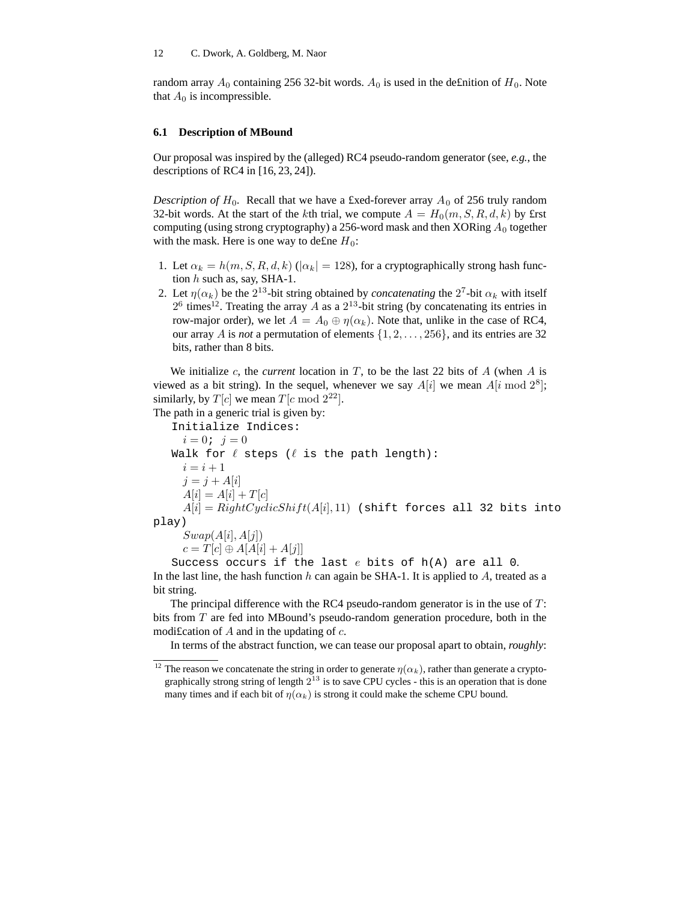random array $A_0$ containing 256 32-bit words. $A_0$ is used in the definition of $H_0$. Note that $A_0$ is incompressible.

### 6.1 Description of MBound

Our proposal was inspired by the (alleged) RC4 pseudo-random generator (see, *e.g.*, the descriptions of RC4 in [16, 23, 24]).

*Description of $H_0$.* Recall that we have a fixed-forever array $A_0$ of 256 truly random 32-bit words. At the start of the $k$th trial, we compute $A = H_0(m, S, R, d, k)$ by first computing (using strong cryptography) a 256-word mask and then XORing $A_0$ together with the mask. Here is one way to define $H_0$:

1. Let $\alpha_k = h(m, S, R, d, k)$ ($|\alpha_k| = 128$), for a cryptographically strong hash function $h$ such as, say, SHA-1.
2. Let $\eta(\alpha_k)$ be the $2^{13}$-bit string obtained by *concatenating* the $2^7$-bit $\alpha_k$ with itself $2^6$ times[12]. Treating the array $A$ as a $2^{13}$-bit string (by concatenating its entries in row-major order), we let $A = A_0 \oplus \eta(\alpha_k)$. Note that, unlike in the case of RC4, our array $A$ is *not* a permutation of elements $\{1, 2, \ldots, 256\}$, and its entries are 32 bits, rather than 8 bits.

We initialize $c$, the *current* location in $T$, to be the last 22 bits of $A$ (when $A$ is viewed as a bit string). In the sequel, whenever we say $A[i]$ we mean $A[i \bmod 2^8]$; similarly, by $T[c]$ we mean $T[c \bmod 2^{22}]$.

The path in a generic trial is given by:

Initialize Indices:

$i = 0$; $j = 0$

Walk for $\ell$ steps ($\ell$ is the path length):

$i = i + 1$

$j = j + A[i]$

$A[i] = A[i] + T[c]$

$A[i] = RightCyclicShift(A[i], 11)$ (shift forces all 32 bits into play)

$Swap(A[i], A[j])$

$c = T[c] \oplus A[A[i] + A[j]]$

Success occurs if the last $e$ bits of h(A) are all 0.

In the last line, the hash function $h$ can again be SHA-1. It is applied to $A$, treated as a bit string.

The principal difference with the RC4 pseudo-random generator is in the use of $T$: bits from $T$ are fed into MBound's pseudo-random generation procedure, both in the modification of $A$ and in the updating of $c$.

In terms of the abstract function, we can tease our proposal apart to obtain, *roughly*:

[12] The reason we concatenate the string in order to generate $\eta(\alpha_k)$, rather than generate a cryptographically strong string of length $2^{13}$ is to save CPU cycles - this is an operation that is done many times and if each bit of $\eta(\alpha_k)$ is strong it could make the scheme CPU bound.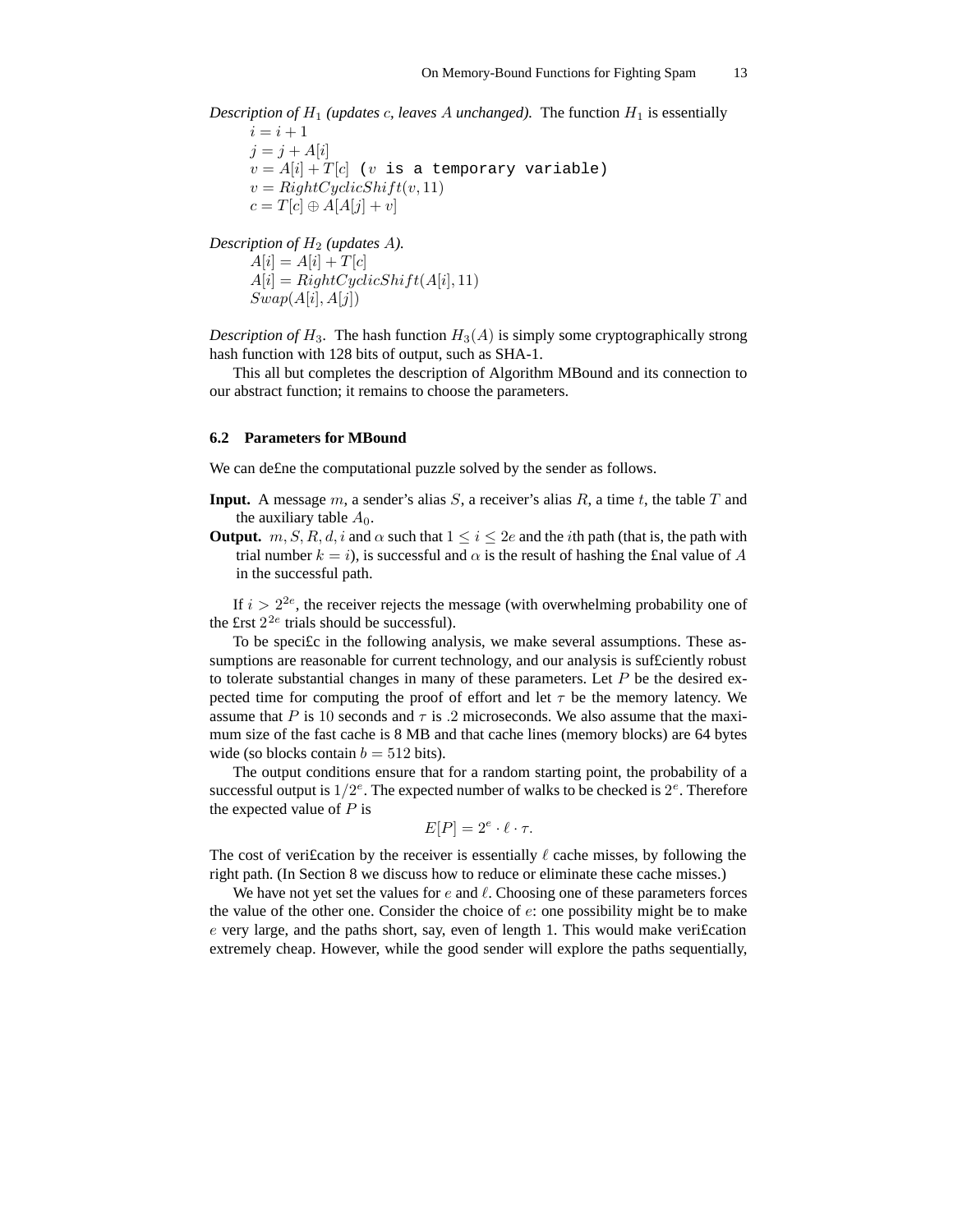*Description of $H_1$ (updates $c$, leaves $A$ unchanged).* The function $H_1$ is essentially

$i = i + 1$
$j = j + A[i]$
$v = A[i] + T[c]$ ($v$ is a temporary variable)
$v = RightCyclicShift(v, 11)$
$c = T[c] \oplus A[A[j] + v]$

*Description of $H_2$ (updates $A$).*

$A[i] = A[i] + T[c]$
$A[i] = RightCyclicShift(A[i], 11)$
$Swap(A[i], A[j])$

*Description of $H_3$.* The hash function $H_3(A)$ is simply some cryptographically strong hash function with 128 bits of output, such as SHA-1.

This all but completes the description of Algorithm MBound and its connection to our abstract function; it remains to choose the parameters.

### 6.2 Parameters for MBound

We can define the computational puzzle solved by the sender as follows.

**Input.** A message $m$, a sender's alias $S$, a receiver's alias $R$, a time $t$, the table $T$ and the auxiliary table $A_0$.

**Output.** $m, S, R, d, i$ and $\alpha$ such that $1 \leq i \leq 2e$ and the $i$th path (that is, the path with trial number $k = i$), is successful and $\alpha$ is the result of hashing the final value of $A$ in the successful path.

If $i > 2^{2e}$, the receiver rejects the message (with overwhelming probability one of the first $2^{2e}$ trials should be successful).

To be specific in the following analysis, we make several assumptions. These assumptions are reasonable for current technology, and our analysis is sufficiently robust to tolerate substantial changes in many of these parameters. Let $P$ be the desired expected time for computing the proof of effort and let $\tau$ be the memory latency. We assume that $P$ is 10 seconds and $\tau$ is .2 microseconds. We also assume that the maximum size of the fast cache is 8 MB and that cache lines (memory blocks) are 64 bytes wide (so blocks contain $b = 512$ bits).

The output conditions ensure that for a random starting point, the probability of a successful output is $1/2^e$. The expected number of walks to be checked is $2^e$. Therefore the expected value of $P$ is

$$E[P] = 2^e \cdot \ell \cdot \tau.$$

The cost of verification by the receiver is essentially $\ell$ cache misses, by following the right path. (In Section 8 we discuss how to reduce or eliminate these cache misses.)

We have not yet set the values for $e$ and $\ell$. Choosing one of these parameters forces the value of the other one. Consider the choice of $e$: one possibility might be to make $e$ very large, and the paths short, say, even of length 1. This would make verification extremely cheap. However, while the good sender will explore the paths sequentially,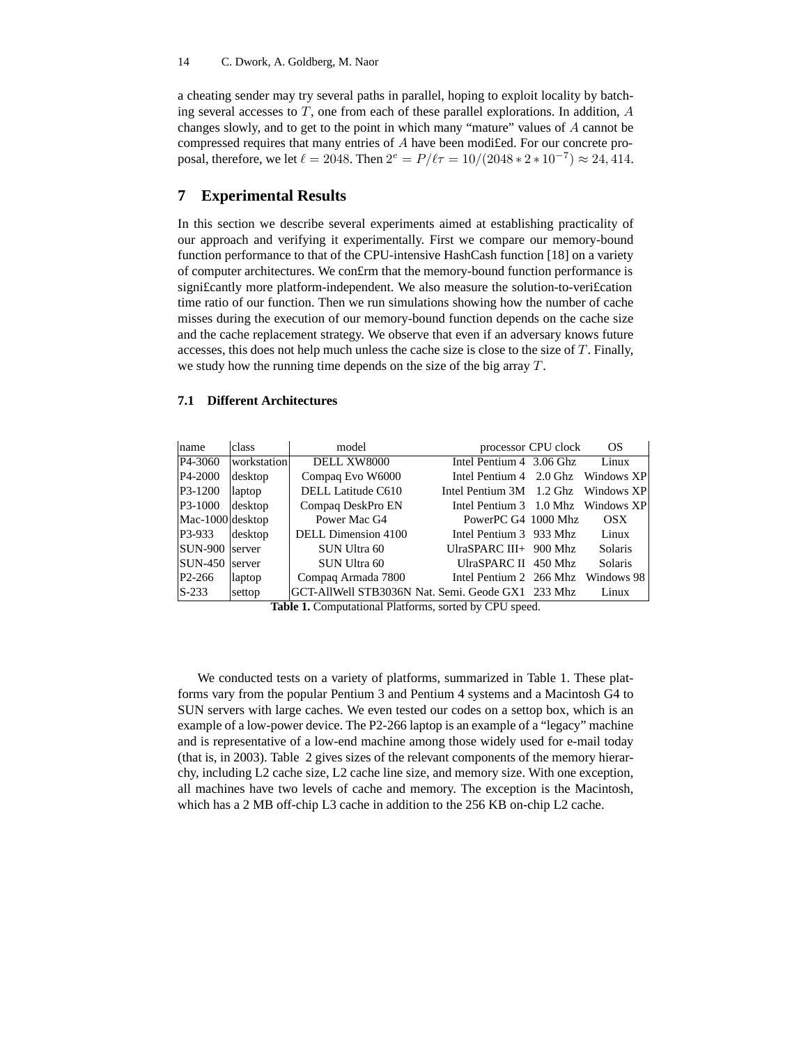a cheating sender may try several paths in parallel, hoping to exploit locality by batching several accesses to $T$, one from each of these parallel explorations. In addition, $A$ changes slowly, and to get to the point in which many "mature" values of $A$ cannot be compressed requires that many entries of $A$ have been modified. For our concrete proposal, therefore, we let $\ell = 2048$. Then $2^e = P/\ell\tau = 10/(2048 * 2 * 10^{-7}) \approx 24,414$.

## 7 Experimental Results

In this section we describe several experiments aimed at establishing practicality of our approach and verifying it experimentally. First we compare our memory-bound function performance to that of the CPU-intensive HashCash function [18] on a variety of computer architectures. We confirm that the memory-bound function performance is significantly more platform-independent. We also measure the solution-to-verification time ratio of our function. Then we run simulations showing how the number of cache misses during the execution of our memory-bound function depends on the cache size and the cache replacement strategy. We observe that even if an adversary knows future accesses, this does not help much unless the cache size is close to the size of $T$. Finally, we study how the running time depends on the size of the big array $T$.

### 7.1 Different Architectures

| name | class | model | processor | CPU clock | OS |
|---|---|---|---|---|---|
| P4-3060 | workstation | DELL XW8000 | Intel Pentium 4 | 3.06 Ghz | Linux |
| P4-2000 | desktop | Compaq Evo W6000 | Intel Pentium 4 | 2.0 Ghz | Windows XP |
| P3-1200 | laptop | DELL Latitude C610 | Intel Pentium 3M | 1.2 Ghz | Windows XP |
| P3-1000 | desktop | Compaq DeskPro EN | Intel Pentium 3 | 1.0 Mhz | Windows XP |
| Mac-1000 | desktop | Power Mac G4 | PowerPC G4 | 1000 Mhz | OSX |
| P3-933 | desktop | DELL Dimension 4100 | Intel Pentium 3 | 933 Mhz | Linux |
| SUN-900 | server | SUN Ultra 60 | UltraSPARC III+ | 900 Mhz | Solaris |
| SUN-450 | server | SUN Ultra 60 | UltraSPARC II | 450 Mhz | Solaris |
| P2-266 | laptop | Compaq Armada 7800 | Intel Pentium 2 | 266 Mhz | Windows 98 |
| S-233 | settop | GCT-AllWell STB3036N | Nat. Semi. Geode GX1 | 233 Mhz | Linux |

**Table 1.** Computational Platforms, sorted by CPU speed.

We conducted tests on a variety of platforms, summarized in Table 1. These platforms vary from the popular Pentium 3 and Pentium 4 systems and a Macintosh G4 to SUN servers with large caches. We even tested our codes on a settop box, which is an example of a low-power device. The P2-266 laptop is an example of a "legacy" machine and is representative of a low-end machine among those widely used for e-mail today (that is, in 2003). Table 2 gives sizes of the relevant components of the memory hierarchy, including L2 cache size, L2 cache line size, and memory size. With one exception, all machines have two levels of cache and memory. The exception is the Macintosh, which has a 2 MB off-chip L3 cache in addition to the 256 KB on-chip L2 cache.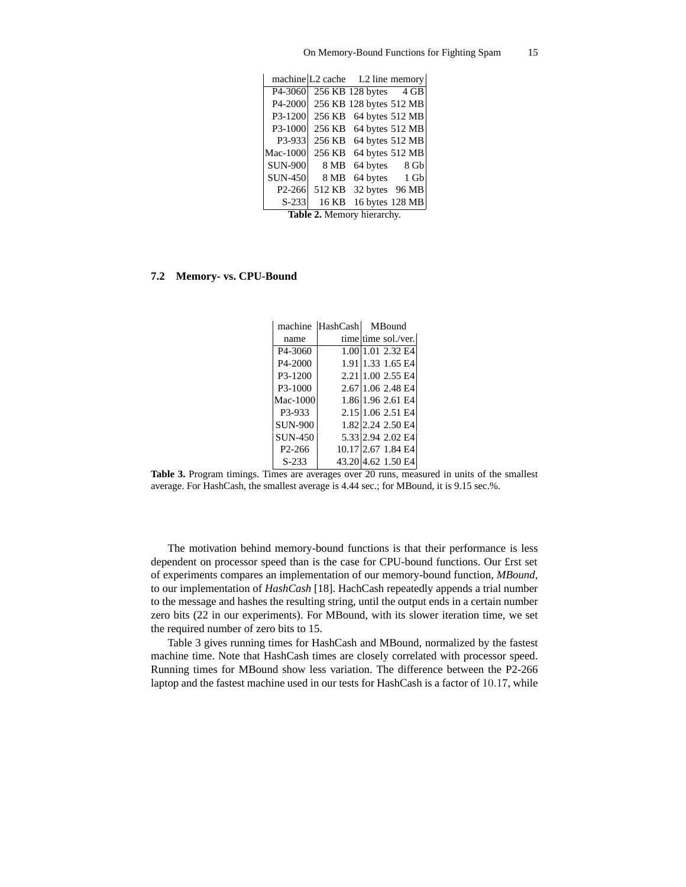| machine | L2 cache | L2 line | memory |
|---|---|---|---|
| P4-3060 | 256 KB | 128 bytes | 4 GB |
| P4-2000 | 256 KB | 128 bytes | 512 MB |
| P3-1200 | 256 KB | 64 bytes | 512 MB |
| P3-1000 | 256 KB | 64 bytes | 512 MB |
| P3-933 | 256 KB | 64 bytes | 512 MB |
| Mac-1000 | 256 KB | 64 bytes | 512 MB |
| SUN-900 | 8 MB | 64 bytes | 8 Gb |
| SUN-450 | 8 MB | 64 bytes | 1 Gb |
| P2-266 | 512 KB | 32 bytes | 96 MB |
| S-233 | 16 KB | 16 bytes | 128 MB |

**Table 2.** Memory hierarchy.

### 7.2 Memory- vs. CPU-Bound

| machine | HashCash | MBound | |
|---|---|---|---|
| name | time | time | sol./ver. |
| P4-3060 | 1.00 | 1.01 | 2.32 E4 |
| P4-2000 | 1.91 | 1.33 | 1.65 E4 |
| P3-1200 | 2.21 | 1.00 | 2.55 E4 |
| P3-1000 | 2.67 | 1.06 | 2.48 E4 |
| Mac-1000 | 1.86 | 1.96 | 2.61 E4 |
| P3-933 | 2.15 | 1.06 | 2.51 E4 |
| SUN-900 | 1.82 | 2.24 | 2.50 E4 |
| SUN-450 | 5.33 | 2.94 | 2.02 E4 |
| P2-266 | 10.17 | 2.67 | 1.84 E4 |
| S-233 | 43.20 | 4.62 | 1.50 E4 |

**Table 3.** Program timings. Times are averages over 20 runs, measured in units of the smallest average. For HashCash, the smallest average is 4.44 sec.; for MBound, it is 9.15 sec.%.

The motivation behind memory-bound functions is that their performance is less dependent on processor speed than is the case for CPU-bound functions. Our £rst set of experiments compares an implementation of our memory-bound function, *MBound*, to our implementation of *HashCash* [18]. HachCash repeatedly appends a trial number to the message and hashes the resulting string, until the output ends in a certain number zero bits (22 in our experiments). For MBound, with its slower iteration time, we set the required number of zero bits to 15.

Table 3 gives running times for HashCash and MBound, normalized by the fastest machine time. Note that HashCash times are closely correlated with processor speed. Running times for MBound show less variation. The difference between the P2-266 laptop and the fastest machine used in our tests for HashCash is a factor of $10.17$, while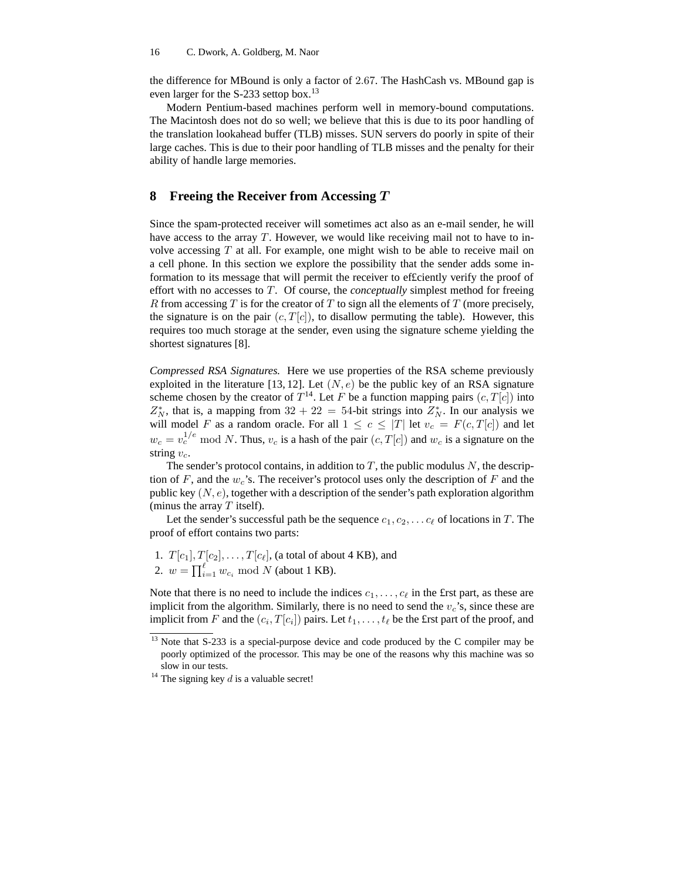the difference for MBound is only a factor of 2.67. The HashCash vs. MBound gap is even larger for the S-233 settop box.[13]

Modern Pentium-based machines perform well in memory-bound computations. The Macintosh does not do so well; we believe that this is due to its poor handling of the translation lookahead buffer (TLB) misses. SUN servers do poorly in spite of their large caches. This is due to their poor handling of TLB misses and the penalty for their ability of handle large memories.

## 8 Freeing the Receiver from Accessing $T$

Since the spam-protected receiver will sometimes act also as an e-mail sender, he will have access to the array $T$. However, we would like receiving mail not to have to involve accessing $T$ at all. For example, one might wish to be able to receive mail on a cell phone. In this section we explore the possibility that the sender adds some information to its message that will permit the receiver to ef£ciently verify the proof of effort with no accesses to $T$. Of course, the *conceptually* simplest method for freeing $R$ from accessing $T$ is for the creator of $T$ to sign all the elements of $T$ (more precisely, the signature is on the pair $(c, T[c])$, to disallow permuting the table). However, this requires too much storage at the sender, even using the signature scheme yielding the shortest signatures [8].

*Compressed RSA Signatures.* Here we use properties of the RSA scheme previously exploited in the literature [13, 12]. Let $(N, e)$ be the public key of an RSA signature scheme chosen by the creator of $T$[14]. Let $F$ be a function mapping pairs $(c, T[c])$ into $Z_N^*$, that is, a mapping from $32 + 22 = 54$-bit strings into $Z_N^*$. In our analysis we will model $F$ as a random oracle. For all $1 \leq c \leq |T|$ let $v_c = F(c, T[c])$ and let $w_c = v_c^{1/e} \bmod N$. Thus, $v_c$ is a hash of the pair $(c, T[c])$ and $w_c$ is a signature on the string $v_c$.

The sender's protocol contains, in addition to $T$, the public modulus $N$, the description of $F$, and the $w_c$'s. The receiver's protocol uses only the description of $F$ and the public key $(N, e)$, together with a description of the sender's path exploration algorithm (minus the array $T$ itself).

Let the sender's successful path be the sequence $c_1, c_2, \ldots c_\ell$ of locations in $T$. The proof of effort contains two parts:

1. $T[c_1], T[c_2], \ldots, T[c_\ell]$, (a total of about 4 KB), and
2. $w = \prod_{i=1}^{\ell} w_{c_i} \bmod N$ (about 1 KB).

Note that there is no need to include the indices $c_1, \ldots, c_\ell$ in the £rst part, as these are implicit from the algorithm. Similarly, there is no need to send the $v_c$'s, since these are implicit from $F$ and the $(c_i, T[c_i])$ pairs. Let $t_1, \ldots, t_\ell$ be the £rst part of the proof, and

[13] Note that S-233 is a special-purpose device and code produced by the C compiler may be poorly optimized of the processor. This may be one of the reasons why this machine was so slow in our tests.

[14] The signing key $d$ is a valuable secret!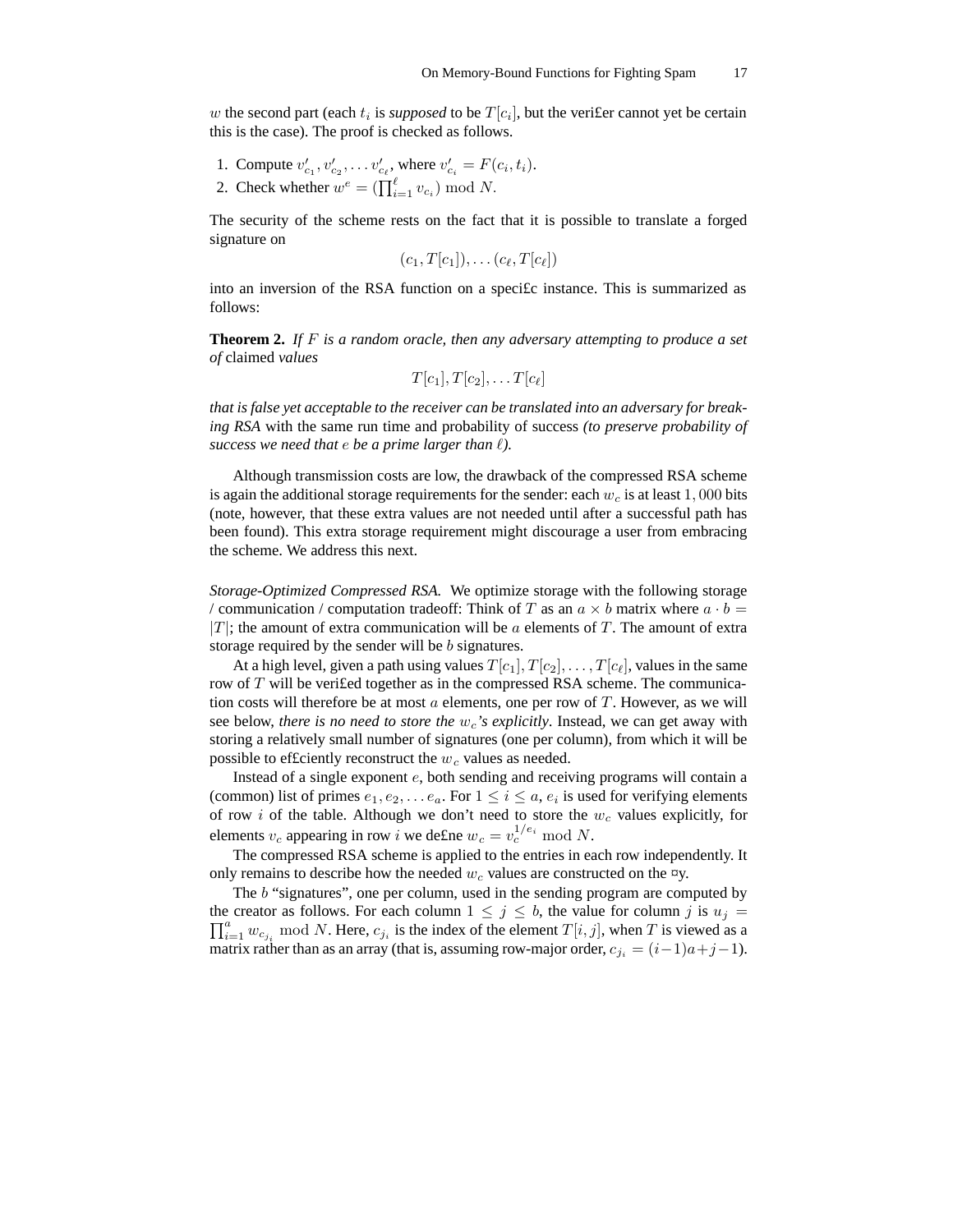$w$ the second part (each $t_i$ is *supposed* to be $T[c_i]$, but the verifier cannot yet be certain this is the case). The proof is checked as follows.

1. Compute $v'_{c_1}, v'_{c_2}, \ldots v'_{c_\ell}$, where $v'_{c_i} = F(c_i, t_i)$.
2. Check whether $w^e = (\prod_{i=1}^{\ell} v_{c_i}) \bmod N$.

The security of the scheme rests on the fact that it is possible to translate a forged signature on

$$(c_1, T[c_1]), \ldots (c_\ell, T[c_\ell])$$

into an inversion of the RSA function on a specific instance. This is summarized as follows:

**Theorem 2.** *If $F$ is a random oracle, then any adversary attempting to produce a set of* claimed *values*

$$T[c_1], T[c_2], \ldots T[c_\ell]$$

*that is false yet acceptable to the receiver can be translated into an adversary for breaking RSA* with the same run time and probability of success *(to preserve probability of success we need that $e$ be a prime larger than $\ell$).*

Although transmission costs are low, the drawback of the compressed RSA scheme is again the additional storage requirements for the sender: each $w_c$ is at least $1,000$ bits (note, however, that these extra values are not needed until after a successful path has been found). This extra storage requirement might discourage a user from embracing the scheme. We address this next.

*Storage-Optimized Compressed RSA.* We optimize storage with the following storage / communication / computation tradeoff: Think of $T$ as an $a \times b$ matrix where $a \cdot b = |T|$; the amount of extra communication will be $a$ elements of $T$. The amount of extra storage required by the sender will be $b$ signatures.

At a high level, given a path using values $T[c_1], T[c_2], \ldots, T[c_\ell]$, values in the same row of $T$ will be verified together as in the compressed RSA scheme. The communication costs will therefore be at most $a$ elements, one per row of $T$. However, as we will see below, *there is no need to store the $w_c$'s explicitly*. Instead, we can get away with storing a relatively small number of signatures (one per column), from which it will be possible to efficiently reconstruct the $w_c$ values as needed.

Instead of a single exponent $e$, both sending and receiving programs will contain a (common) list of primes $e_1, e_2, \ldots e_a$. For $1 \leq i \leq a$, $e_i$ is used for verifying elements of row $i$ of the table. Although we don't need to store the $w_c$ values explicitly, for elements $v_c$ appearing in row $i$ we define $w_c = v_c^{1/e_i} \bmod N$.

The compressed RSA scheme is applied to the entries in each row independently. It only remains to describe how the needed $w_c$ values are constructed on the fly.

The $b$ "signatures", one per column, used in the sending program are computed by the creator as follows. For each column $1 \leq j \leq b$, the value for column $j$ is $u_j = \prod_{i=1}^{a} w_{c_{j_i}} \bmod N$. Here, $c_{j_i}$ is the index of the element $T[i,j]$, when $T$ is viewed as a matrix rather than as an array (that is, assuming row-major order, $c_{j_i} = (i-1)a + j - 1$).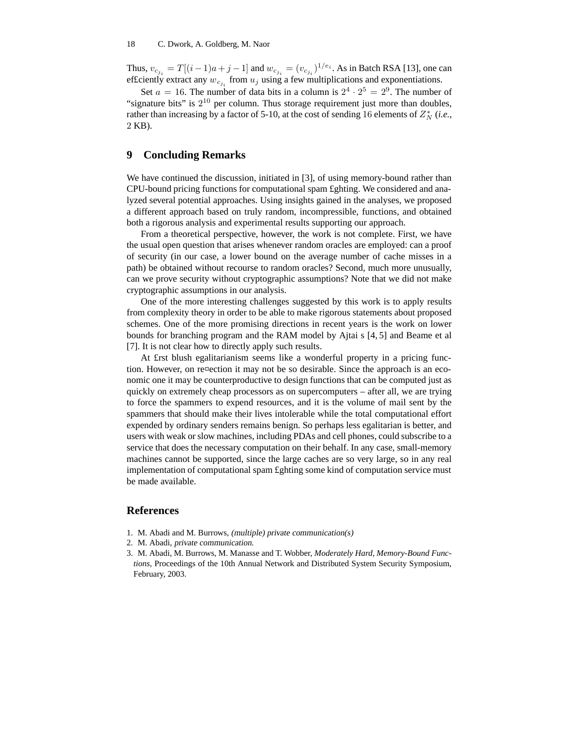Thus, $v_{c_{j_i}} = T[(i-1)a+j-1]$ and $w_{c_{j_i}} = (v_{c_{j_i}})^{1/e_i}$. As in Batch RSA [13], one can ef£ciently extract any $w_{c_{j_i}}$ from $u_j$ using a few multiplications and exponentiations.

Set $a = 16$. The number of data bits in a column is $2^4 \cdot 2^5 = 2^9$. The number of "signature bits" is $2^{10}$ per column. Thus storage requirement just more than doubles, rather than increasing by a factor of 5-10, at the cost of sending 16 elements of $Z_N^*$ (*i.e.*, 2 KB).

## 9 Concluding Remarks

We have continued the discussion, initiated in [3], of using memory-bound rather than CPU-bound pricing functions for computational spam £ghting. We considered and analyzed several potential approaches. Using insights gained in the analyses, we proposed a different approach based on truly random, incompressible, functions, and obtained both a rigorous analysis and experimental results supporting our approach.

From a theoretical perspective, however, the work is not complete. First, we have the usual open question that arises whenever random oracles are employed: can a proof of security (in our case, a lower bound on the average number of cache misses in a path) be obtained without recourse to random oracles? Second, much more unusually, can we prove security without cryptographic assumptions? Note that we did not make cryptographic assumptions in our analysis.

One of the more interesting challenges suggested by this work is to apply results from complexity theory in order to be able to make rigorous statements about proposed schemes. One of the more promising directions in recent years is the work on lower bounds for branching program and the RAM model by Ajtai s [4, 5] and Beame et al [7]. It is not clear how to directly apply such results.

At £rst blush egalitarianism seems like a wonderful property in a pricing function. However, on re¤ection it may not be so desirable. Since the approach is an economic one it may be counterproductive to design functions that can be computed just as quickly on extremely cheap processors as on supercomputers – after all, we are trying to force the spammers to expend resources, and it is the volume of mail sent by the spammers that should make their lives intolerable while the total computational effort expended by ordinary senders remains benign. So perhaps less egalitarian is better, and users with weak or slow machines, including PDAs and cell phones, could subscribe to a service that does the necessary computation on their behalf. In any case, small-memory machines cannot be supported, since the large caches are so very large, so in any real implementation of computational spam £ghting some kind of computation service must be made available.

## References

1. M. Abadi and M. Burrows, *(multiple) private communication(s)*
2. M. Abadi, *private communication.*
3. M. Abadi, M. Burrows, M. Manasse and T. Wobber, *Moderately Hard, Memory-Bound Functions*, Proceedings of the 10th Annual Network and Distributed System Security Symposium, February, 2003.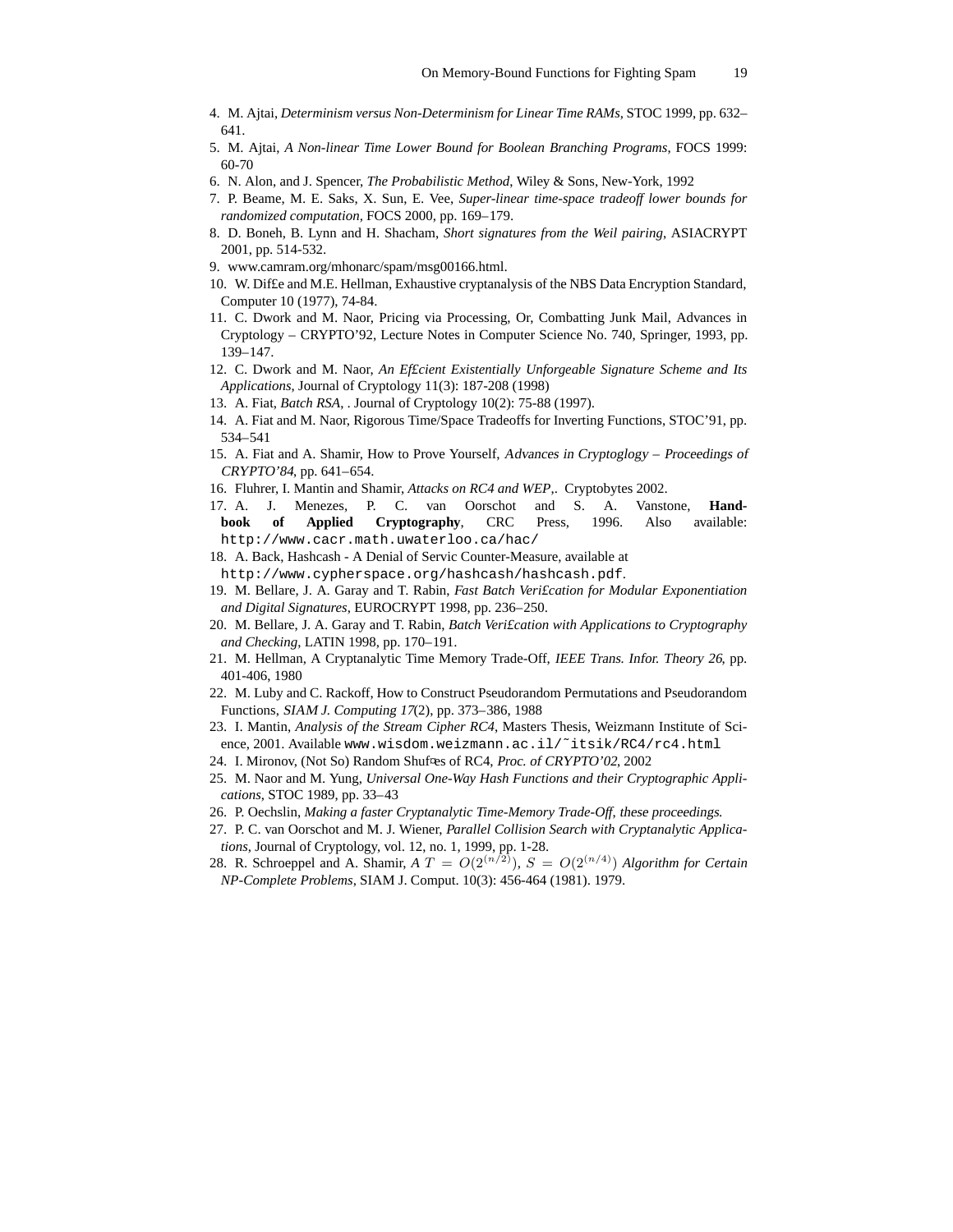4. M. Ajtai, *Determinism versus Non-Determinism for Linear Time RAMs*, STOC 1999, pp. 632–641.
5. M. Ajtai, *A Non-linear Time Lower Bound for Boolean Branching Programs*, FOCS 1999: 60-70
6. N. Alon, and J. Spencer, *The Probabilistic Method*, Wiley & Sons, New-York, 1992
7. P. Beame, M. E. Saks, X. Sun, E. Vee, *Super-linear time-space tradeoff lower bounds for randomized computation*, FOCS 2000, pp. 169–179.
8. D. Boneh, B. Lynn and H. Shacham, *Short signatures from the Weil pairing*, ASIACRYPT 2001, pp. 514-532.
9. www.camram.org/mhonarc/spam/msg00166.html.
10. W. Dif£e and M.E. Hellman, Exhaustive cryptanalysis of the NBS Data Encryption Standard, Computer 10 (1977), 74-84.
11. C. Dwork and M. Naor, Pricing via Processing, Or, Combatting Junk Mail, Advances in Cryptology – CRYPTO'92, Lecture Notes in Computer Science No. 740, Springer, 1993, pp. 139–147.
12. C. Dwork and M. Naor, *An Ef£cient Existentially Unforgeable Signature Scheme and Its Applications*, Journal of Cryptology 11(3): 187-208 (1998)
13. A. Fiat, *Batch RSA*, . Journal of Cryptology 10(2): 75-88 (1997).
14. A. Fiat and M. Naor, Rigorous Time/Space Tradeoffs for Inverting Functions, STOC'91, pp. 534–541
15. A. Fiat and A. Shamir, How to Prove Yourself, *Advances in Cryptoglogy – Proceedings of CRYPTO'84*, pp. 641–654.
16. Fluhrer, I. Mantin and Shamir, *Attacks on RC4 and WEP*,. Cryptobytes 2002.
17. A. J. Menezes, P. C. van Oorschot and S. A. Vanstone, **Handbook of Applied Cryptography**, CRC Press, 1996. Also available: http://www.cacr.math.uwaterloo.ca/hac/
18. A. Back, Hashcash - A Denial of Servic Counter-Measure, available at http://www.cypherspace.org/hashcash/hashcash.pdf.
19. M. Bellare, J. A. Garay and T. Rabin, *Fast Batch Veri£cation for Modular Exponentiation and Digital Signatures*, EUROCRYPT 1998, pp. 236–250.
20. M. Bellare, J. A. Garay and T. Rabin, *Batch Veri£cation with Applications to Cryptography and Checking*, LATIN 1998, pp. 170–191.
21. M. Hellman, A Cryptanalytic Time Memory Trade-Off, *IEEE Trans. Infor. Theory 26*, pp. 401-406, 1980
22. M. Luby and C. Rackoff, How to Construct Pseudorandom Permutations and Pseudorandom Functions, *SIAM J. Computing 17*(2), pp. 373–386, 1988
23. I. Mantin, *Analysis of the Stream Cipher RC4*, Masters Thesis, Weizmann Institute of Science, 2001. Available www.wisdom.weizmann.ac.il/~itsik/RC4/rc4.html
24. I. Mironov, (Not So) Random Shuf¤es of RC4, *Proc. of CRYPTO'02*, 2002
25. M. Naor and M. Yung, *Universal One-Way Hash Functions and their Cryptographic Applications*, STOC 1989, pp. 33–43
26. P. Oechslin, *Making a faster Cryptanalytic Time-Memory Trade-Off, these proceedings.*
27. P. C. van Oorschot and M. J. Wiener, *Parallel Collision Search with Cryptanalytic Applications*, Journal of Cryptology, vol. 12, no. 1, 1999, pp. 1-28.
28. R. Schroeppel and A. Shamir, *A* $T = O(2^{(n/2)})$, $S = O(2^{(n/4)})$ *Algorithm for Certain NP-Complete Problems*, SIAM J. Comput. 10(3): 456-464 (1981). 1979.